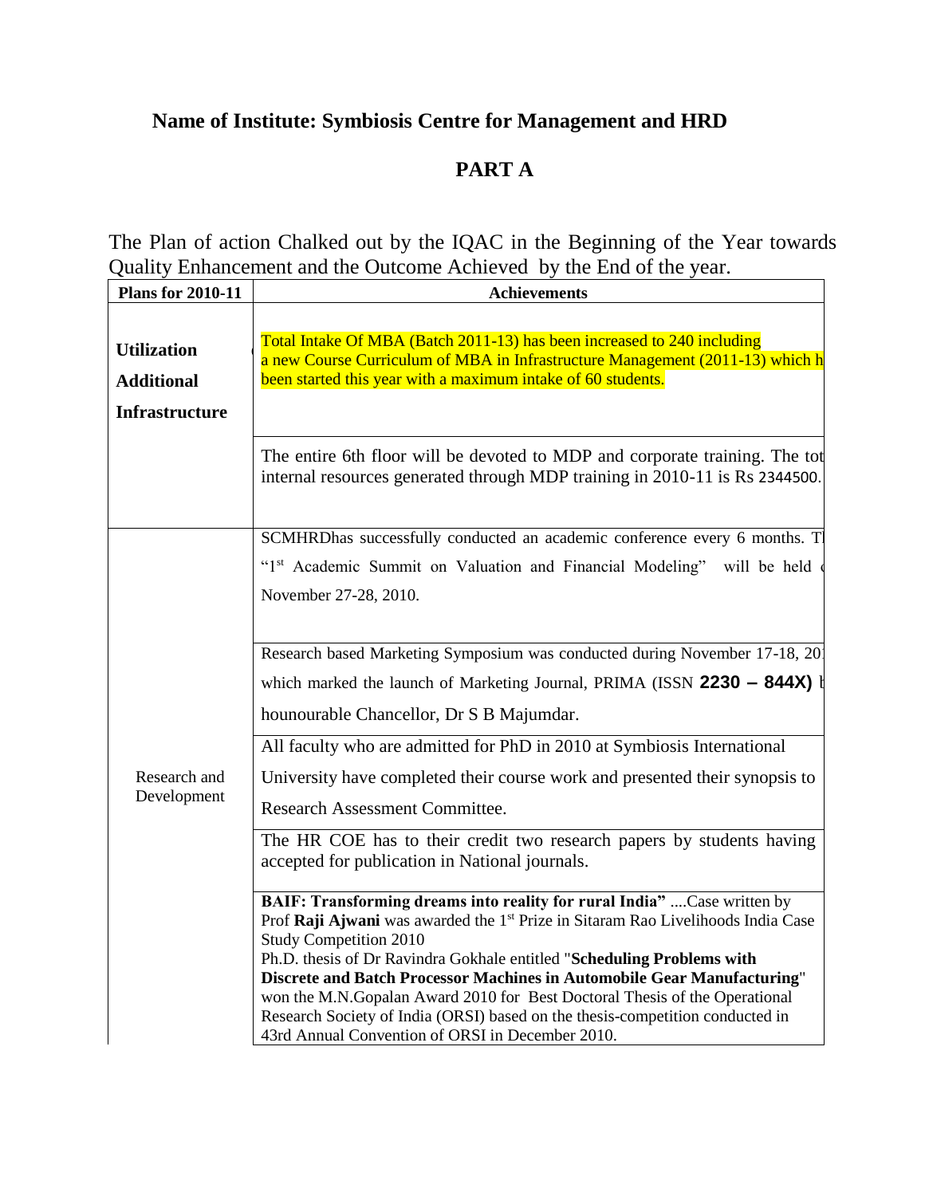## Name of Institute: Symbiosis Centre for Management and HRD

## PART A

The Plan of action Chalked out by the IQAC in the Beginning of the Year towards Quality Enhancement and the Outcome Achieved by the End of the year.

| Plans for 2010-11 | Achievements |
|---|---|
| **Utilization Additional Infrastructure** | Total Intake Of MBA (Batch 2011-13) has been increased to 240 including a new Course Curriculum of MBA in Infrastructure Management (2011-13) which h been started this year with a maximum intake of 60 students. |
| | The entire 6th floor will be devoted to MDP and corporate training. The tot internal resources generated through MDP training in 2010-11 is Rs 2344500. |
| Research and Development | SCMHRDhas successfully conducted an academic conference every 6 months. T "1st Academic Summit on Valuation and Financial Modeling" will be held November 27-28, 2010. |
| | Research based Marketing Symposium was conducted during November 17-18, 20 which marked the launch of Marketing Journal, PRIMA (ISSN **2230 – 844X)** hounourable Chancellor, Dr S B Majumdar. |
| | All faculty who are admitted for PhD in 2010 at Symbiosis International University have completed their course work and presented their synopsis to Research Assessment Committee. |
| | The HR COE has to their credit two research papers by students having accepted for publication in National journals. |
| | **BAIF: Transforming dreams into reality for rural India"** ....Case written by Prof **Raji Ajwani** was awarded the 1st Prize in Sitaram Rao Livelihoods India Case Study Competition 2010 Ph.D. thesis of Dr Ravindra Gokhale entitled "**Scheduling Problems with Discrete and Batch Processor Machines in Automobile Gear Manufacturing**" won the M.N.Gopalan Award 2010 for Best Doctoral Thesis of the Operational Research Society of India (ORSI) based on the thesis-competition conducted in 43rd Annual Convention of ORSI in December 2010. |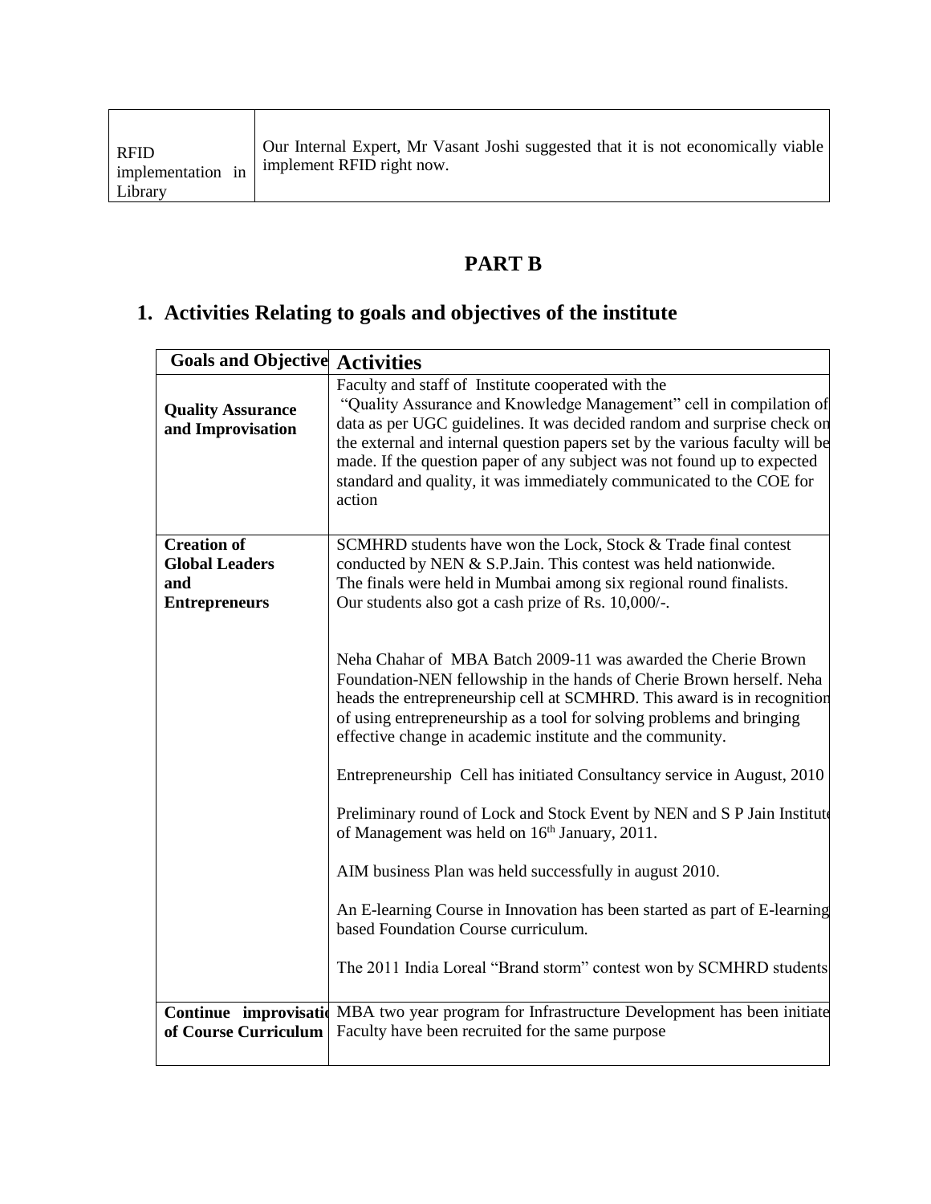| | |
|---|---|
| RFID implementation in Library | Our Internal Expert, Mr Vasant Joshi suggested that it is not economically viable implement RFID right now. |

# PART B

## 1. Activities Relating to goals and objectives of the institute

| Goals and Objective | Activities |
|---|---|
| **Quality Assurance and Improvisation** | Faculty and staff of Institute cooperated with the "Quality Assurance and Knowledge Management" cell in compilation of data as per UGC guidelines. It was decided random and surprise check on the external and internal question papers set by the various faculty will be made. If the question paper of any subject was not found up to expected standard and quality, it was immediately communicated to the COE for action |
| **Creation of Global Leaders and Entrepreneurs** | SCMHRD students have won the Lock, Stock & Trade final contest conducted by NEN & S.P.Jain. This contest was held nationwide. The finals were held in Mumbai among six regional round finalists. Our students also got a cash prize of Rs. 10,000/-.<br><br>Neha Chahar of MBA Batch 2009-11 was awarded the Cherie Brown Foundation-NEN fellowship in the hands of Cherie Brown herself. Neha heads the entrepreneurship cell at SCMHRD. This award is in recognition of using entrepreneurship as a tool for solving problems and bringing effective change in academic institute and the community.<br><br>Entrepreneurship Cell has initiated Consultancy service in August, 2010<br><br>Preliminary round of Lock and Stock Event by NEN and S P Jain Institute of Management was held on 16th January, 2011.<br><br>AIM business Plan was held successfully in august 2010.<br><br>An E-learning Course in Innovation has been started as part of E-learning based Foundation Course curriculum.<br><br>The 2011 India Loreal "Brand storm" contest won by SCMHRD students |
| **Continue improvisation of Course Curriculum** | MBA two year program for Infrastructure Development has been initiated Faculty have been recruited for the same purpose |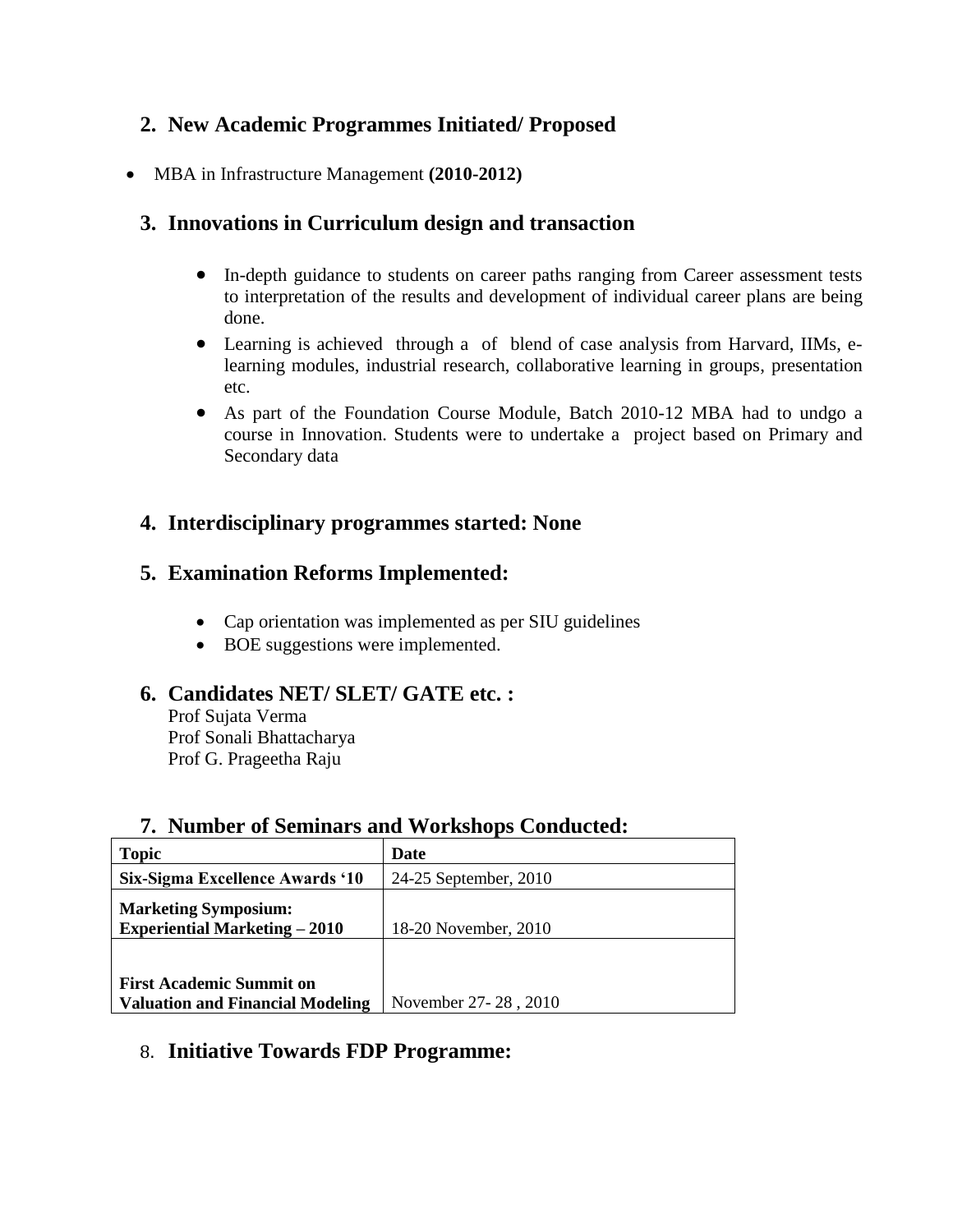## 2. New Academic Programmes Initiated/ Proposed

- MBA in Infrastructure Management **(2010-2012)**

## 3. Innovations in Curriculum design and transaction

- In-depth guidance to students on career paths ranging from Career assessment tests to interpretation of the results and development of individual career plans are being done.
- Learning is achieved through a of blend of case analysis from Harvard, IIMs, e-learning modules, industrial research, collaborative learning in groups, presentation etc.
- As part of the Foundation Course Module, Batch 2010-12 MBA had to undgo a course in Innovation. Students were to undertake a project based on Primary and Secondary data

## 4. Interdisciplinary programmes started: None

## 5. Examination Reforms Implemented:

- Cap orientation was implemented as per SIU guidelines
- BOE suggestions were implemented.

## 6. Candidates NET/ SLET/ GATE etc. :

Prof Sujata Verma
Prof Sonali Bhattacharya
Prof G. Prageetha Raju

## 7. Number of Seminars and Workshops Conducted:

| **Topic** | **Date** |
| --- | --- |
| **Six-Sigma Excellence Awards '10** | 24-25 September, 2010 |
| **Marketing Symposium: Experiential Marketing – 2010** | 18-20 November, 2010 |
| **First Academic Summit on Valuation and Financial Modeling** | November 27- 28 , 2010 |

## 8. Initiative Towards FDP Programme: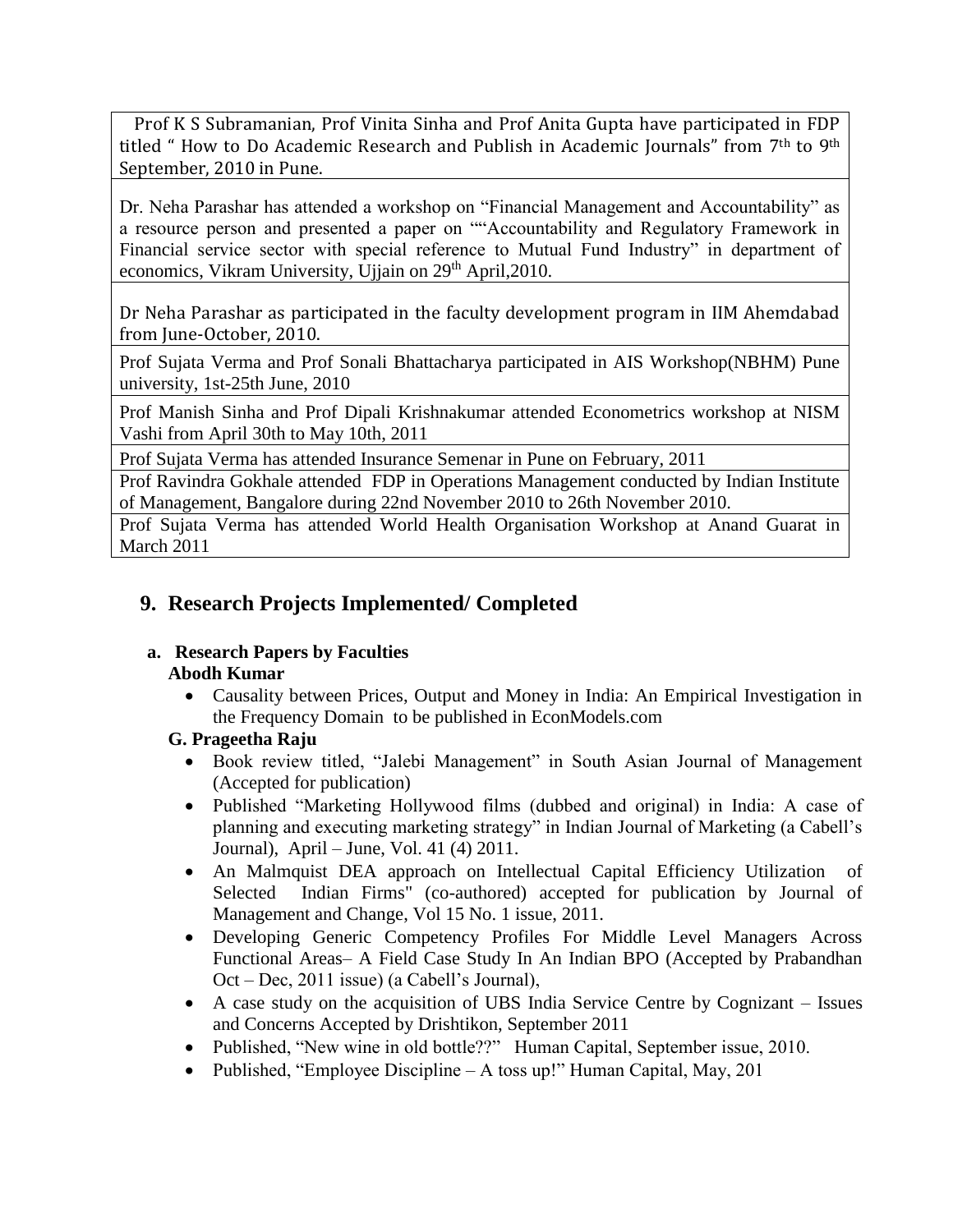| |
|---|
| Prof K S Subramanian, Prof Vinita Sinha and Prof Anita Gupta have participated in FDP titled " How to Do Academic Research and Publish in Academic Journals" from 7th to 9th September, 2010 in Pune. |
| Dr. Neha Parashar has attended a workshop on "Financial Management and Accountability" as a resource person and presented a paper on ""Accountability and Regulatory Framework in Financial service sector with special reference to Mutual Fund Industry" in department of economics, Vikram University, Ujjain on 29th April,2010. |
| Dr Neha Parashar as participated in the faculty development program in IIM Ahemdabad from June-October, 2010. |
| Prof Sujata Verma and Prof Sonali Bhattacharya participated in AIS Workshop(NBHM) Pune university, 1st-25th June, 2010 |
| Prof Manish Sinha and Prof Dipali Krishnakumar attended Econometrics workshop at NISM Vashi from April 30th to May 10th, 2011 |
| Prof Sujata Verma has attended Insurance Semenar in Pune on February, 2011 |
| Prof Ravindra Gokhale attended FDP in Operations Management conducted by Indian Institute of Management, Bangalore during 22nd November 2010 to 26th November 2010. |
| Prof Sujata Verma has attended World Health Organisation Workshop at Anand Guarat in March 2011 |

## 9. Research Projects Implemented/ Completed

### a. Research Papers by Faculties

**Abodh Kumar**

- Causality between Prices, Output and Money in India: An Empirical Investigation in the Frequency Domain to be published in EconModels.com

**G. Prageetha Raju**

- Book review titled, "Jalebi Management" in South Asian Journal of Management (Accepted for publication)
- Published "Marketing Hollywood films (dubbed and original) in India: A case of planning and executing marketing strategy" in Indian Journal of Marketing (a Cabell's Journal), April – June, Vol. 41 (4) 2011.
- An Malmquist DEA approach on Intellectual Capital Efficiency Utilization of Selected Indian Firms" (co-authored) accepted for publication by Journal of Management and Change, Vol 15 No. 1 issue, 2011.
- Developing Generic Competency Profiles For Middle Level Managers Across Functional Areas– A Field Case Study In An Indian BPO (Accepted by Prabandhan Oct – Dec, 2011 issue) (a Cabell's Journal),
- A case study on the acquisition of UBS India Service Centre by Cognizant – Issues and Concerns Accepted by Drishtikon, September 2011
- Published, "New wine in old bottle??" Human Capital, September issue, 2010.
- Published, "Employee Discipline – A toss up!" Human Capital, May, 201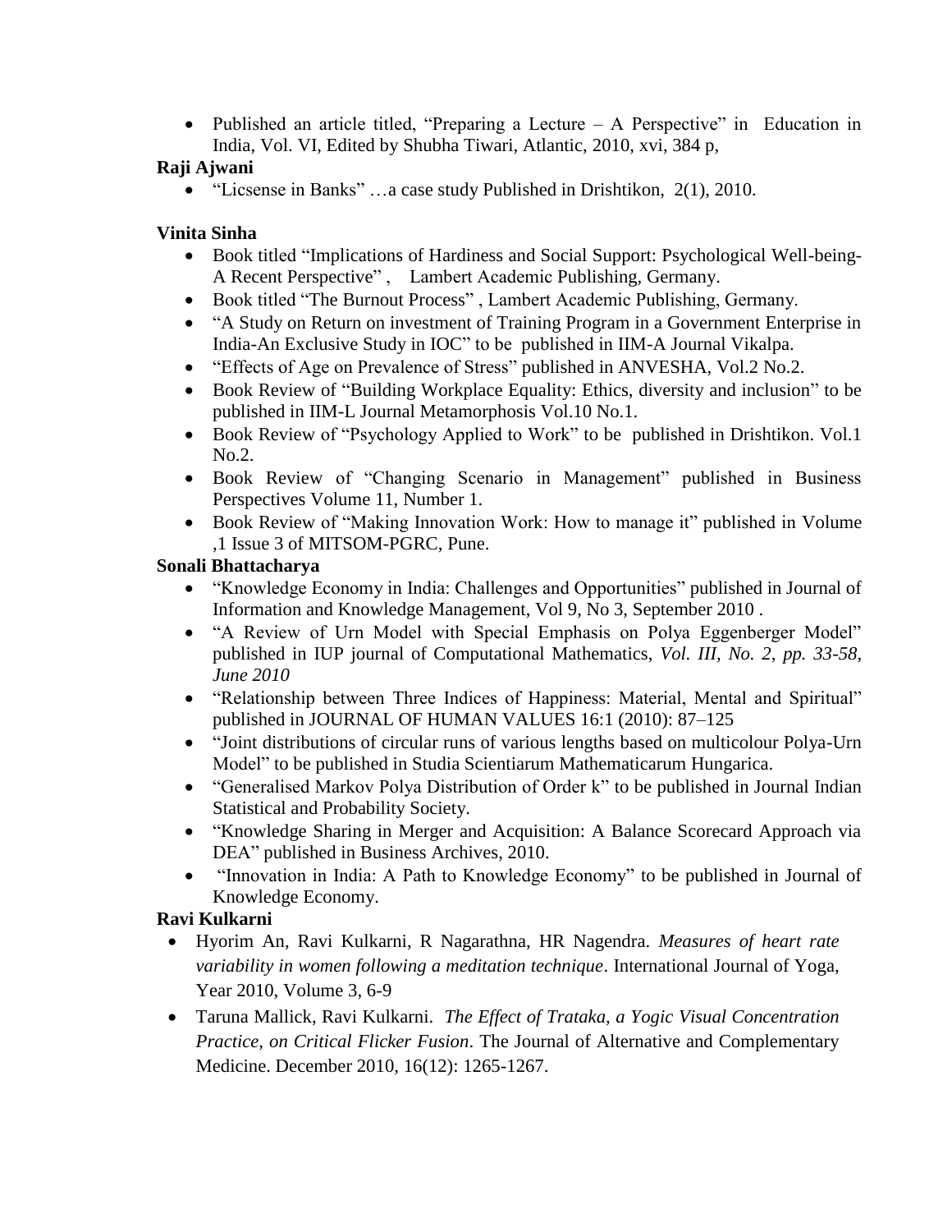- Published an article titled, “Preparing a Lecture – A Perspective” in Education in India, Vol. VI, Edited by Shubha Tiwari, Atlantic, 2010, xvi, 384 p,

**Raji Ajwani**

- “Licsense in Banks” …a case study Published in Drishtikon, 2(1), 2010.

**Vinita Sinha**

- Book titled “Implications of Hardiness and Social Support: Psychological Well-being-A Recent Perspective” , Lambert Academic Publishing, Germany.
- Book titled “The Burnout Process” , Lambert Academic Publishing, Germany.
- “A Study on Return on investment of Training Program in a Government Enterprise in India-An Exclusive Study in IOC” to be published in IIM-A Journal Vikalpa.
- “Effects of Age on Prevalence of Stress” published in ANVESHA, Vol.2 No.2.
- Book Review of “Building Workplace Equality: Ethics, diversity and inclusion” to be published in IIM-L Journal Metamorphosis Vol.10 No.1.
- Book Review of “Psychology Applied to Work” to be published in Drishtikon. Vol.1 No.2.
- Book Review of “Changing Scenario in Management” published in Business Perspectives Volume 11, Number 1.
- Book Review of “Making Innovation Work: How to manage it” published in Volume ,1 Issue 3 of MITSOM-PGRC, Pune.

**Sonali Bhattacharya**

- “Knowledge Economy in India: Challenges and Opportunities” published in Journal of Information and Knowledge Management, Vol 9, No 3, September 2010 .
- “A Review of Urn Model with Special Emphasis on Polya Eggenberger Model” published in IUP journal of Computational Mathematics, *Vol. III, No. 2, pp. 33-58, June 2010*
- “Relationship between Three Indices of Happiness: Material, Mental and Spiritual” published in JOURNAL OF HUMAN VALUES 16:1 (2010): 87–125
- “Joint distributions of circular runs of various lengths based on multicolour Polya-Urn Model” to be published in Studia Scientiarum Mathematicarum Hungarica.
- “Generalised Markov Polya Distribution of Order k” to be published in Journal Indian Statistical and Probability Society.
- “Knowledge Sharing in Merger and Acquisition: A Balance Scorecard Approach via DEA” published in Business Archives, 2010.
- “Innovation in India: A Path to Knowledge Economy” to be published in Journal of Knowledge Economy.

**Ravi Kulkarni**

- Hyorim An, Ravi Kulkarni, R Nagarathna, HR Nagendra. *Measures of heart rate variability in women following a meditation technique*. International Journal of Yoga, Year 2010, Volume 3, 6-9
- Taruna Mallick, Ravi Kulkarni. *The Effect of Trataka, a Yogic Visual Concentration Practice, on Critical Flicker Fusion*. The Journal of Alternative and Complementary Medicine. December 2010, 16(12): 1265-1267.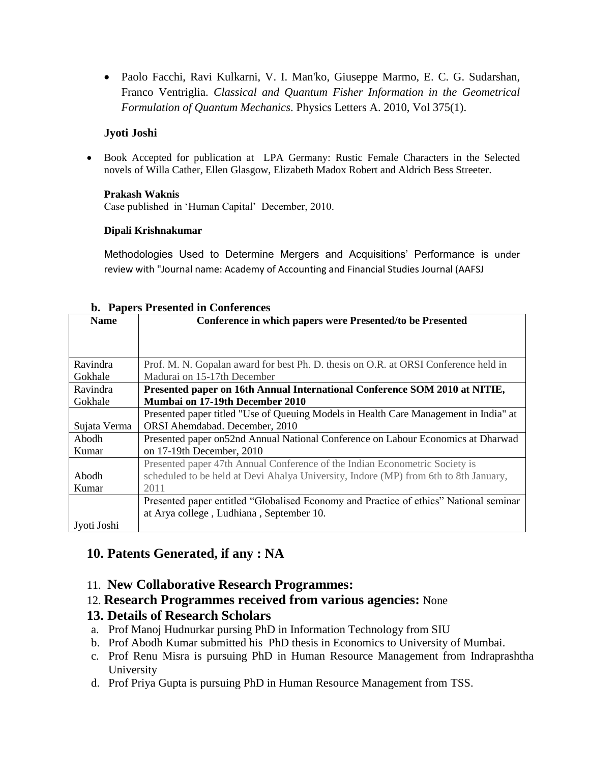- Paolo Facchi, Ravi Kulkarni, V. I. Man'ko, Giuseppe Marmo, E. C. G. Sudarshan, Franco Ventriglia. *Classical and Quantum Fisher Information in the Geometrical Formulation of Quantum Mechanics*. Physics Letters A. 2010, Vol 375(1).

**Jyoti Joshi**

- Book Accepted for publication at LPA Germany: Rustic Female Characters in the Selected novels of Willa Cather, Ellen Glasgow, Elizabeth Madox Robert and Aldrich Bess Streeter.

**Prakash Waknis**

Case published in 'Human Capital' December, 2010.

**Dipali Krishnakumar**

Methodologies Used to Determine Mergers and Acquisitions' Performance is under review with "Journal name: Academy of Accounting and Financial Studies Journal (AAFSJ

**b. Papers Presented in Conferences**

| Name | Conference in which papers were Presented/to be Presented |
|---|---|
| Ravindra Gokhale | Prof. M. N. Gopalan award for best Ph. D. thesis on O.R. at ORSI Conference held in Madurai on 15-17th December |
| Ravindra Gokhale | **Presented paper on 16th Annual International Conference SOM 2010 at NITIE, Mumbai on 17-19th December 2010** |
| Sujata Verma | Presented paper titled "Use of Queuing Models in Health Care Management in India" at ORSI Ahemdabad. December, 2010 |
| Abodh Kumar | Presented paper on52nd Annual National Conference on Labour Economics at Dharwad on 17-19th December, 2010 |
| Abodh Kumar | Presented paper 47th Annual Conference of the Indian Econometric Society is scheduled to be held at Devi Ahalya University, Indore (MP) from 6th to 8th January, 2011 |
| Jyoti Joshi | Presented paper entitled "Globalised Economy and Practice of ethics" National seminar at Arya college , Ludhiana , September 10. |

## 10. Patents Generated, if any : NA

## 11. New Collaborative Research Programmes:

## 12. Research Programmes received from various agencies: None

## 13. Details of Research Scholars

a. Prof Manoj Hudnurkar pursing PhD in Information Technology from SIU
b. Prof Abodh Kumar submitted his PhD thesis in Economics to University of Mumbai.
c. Prof Renu Misra is pursuing PhD in Human Resource Management from Indraprashtha University
d. Prof Priya Gupta is pursuing PhD in Human Resource Management from TSS.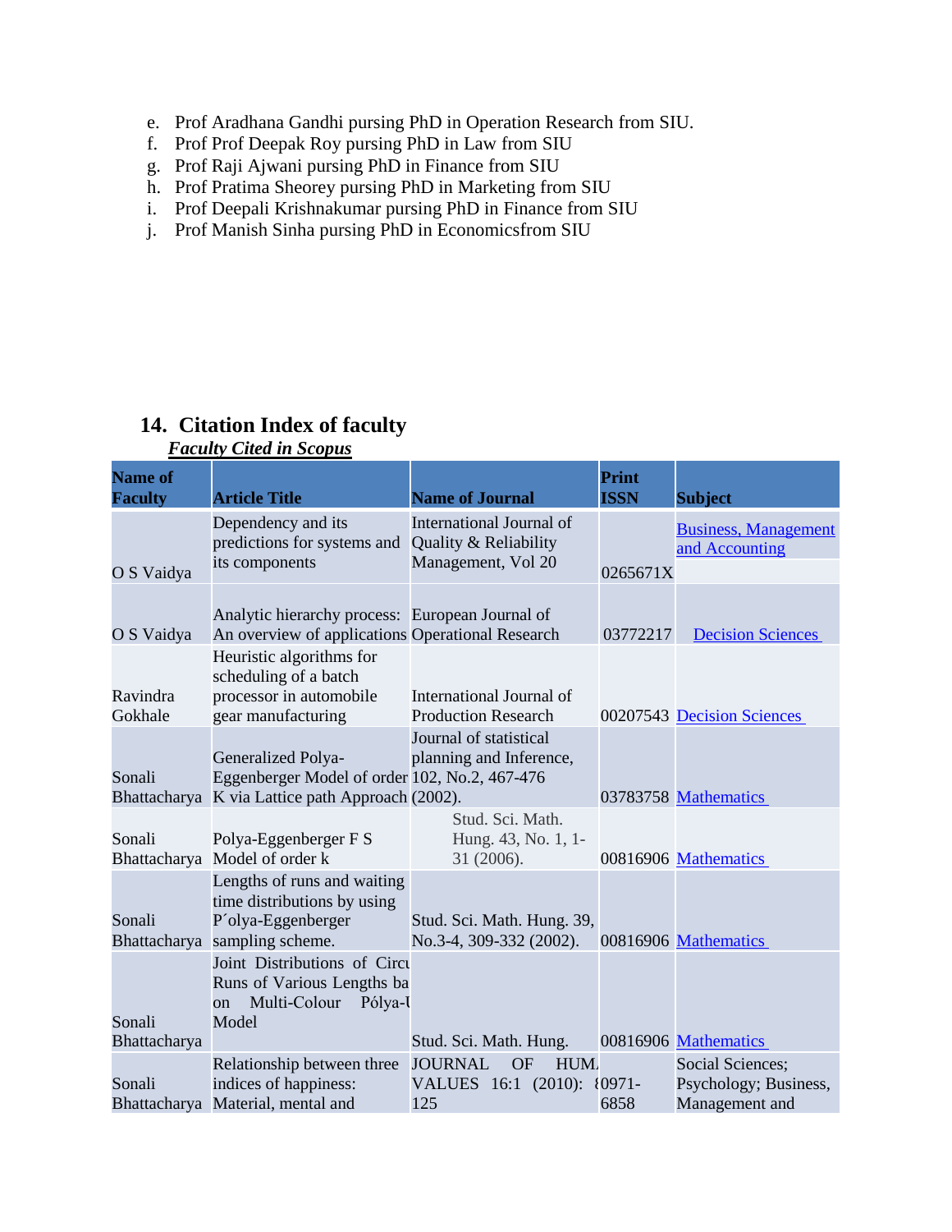e. Prof Aradhana Gandhi pursing PhD in Operation Research from SIU.
f. Prof Prof Deepak Roy pursing PhD in Law from SIU
g. Prof Raji Ajwani pursing PhD in Finance from SIU
h. Prof Pratima Sheorey pursing PhD in Marketing from SIU
i. Prof Deepali Krishnakumar pursing PhD in Finance from SIU
j. Prof Manish Sinha pursing PhD in Economicsfrom SIU

## 14. Citation Index of faculty

***Faculty Cited in Scopus***

| Name of Faculty | Article Title | Name of Journal | Print ISSN | Subject |
|---|---|---|---|---|
| O S Vaidya | Dependency and its predictions for systems and its components | International Journal of Quality & Reliability Management, Vol 20 | 0265671X | Business, Management and Accounting |
| O S Vaidya | Analytic hierarchy process: An overview of applications | European Journal of Operational Research | 03772217 | Decision Sciences |
| Ravindra Gokhale | Heuristic algorithms for scheduling of a batch processor in automobile gear manufacturing | International Journal of Production Research | 00207543 | Decision Sciences |
| Sonali Bhattacharya | Generalized Polya-Eggenberger Model of order K via Lattice path Approach | Journal of statistical planning and Inference, 102, No.2, 467-476 (2002). | 03783758 | Mathematics |
| Sonali Bhattacharya | Polya-Eggenberger F S Model of order k | Stud. Sci. Math. Hung. 43, No. 1, 1-31 (2006). | 00816906 | Mathematics |
| Sonali Bhattacharya | Lengths of runs and waiting time distributions by using P´olya-Eggenberger sampling scheme. | Stud. Sci. Math. Hung. 39, No.3-4, 309-332 (2002). | 00816906 | Mathematics |
| Sonali Bhattacharya | Joint Distributions of Circu Runs of Various Lengths ba on Multi-Colour Pólya-l Model | Stud. Sci. Math. Hung. | 00816906 | Mathematics |
| Sonali Bhattacharya | Relationship between three indices of happiness: Material, mental and | JOURNAL OF HUM. VALUES 16:1 (2010): ( 125 | 0971-6858 | Social Sciences; Psychology; Business, Management and |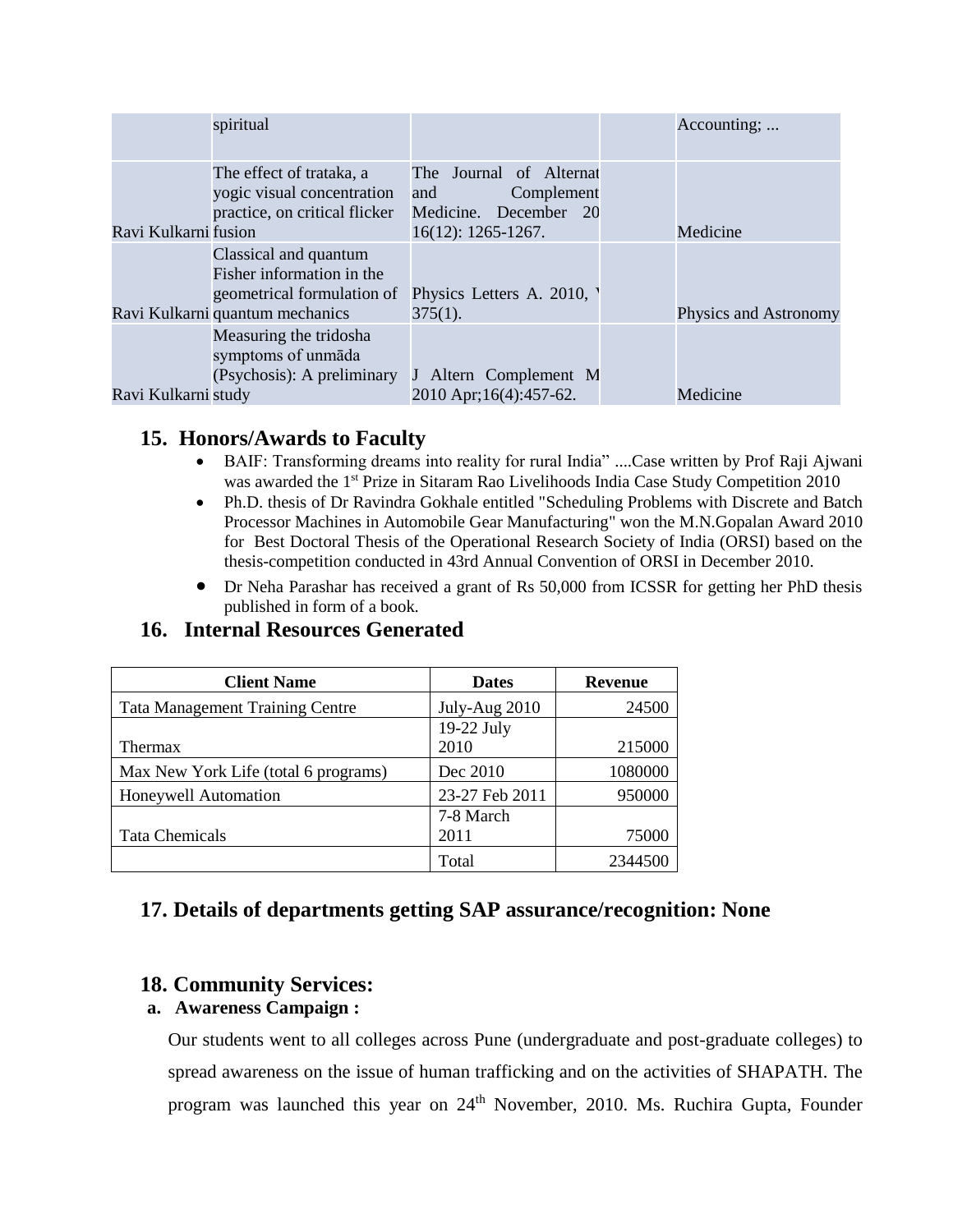| | | | | |
|---|---|---|---|---|
| | spiritual | | | Accounting; ... |
| Ravi Kulkarni | The effect of trataka, a yogic visual concentration practice, on critical flicker fusion | The Journal of Alternat and Complement Medicine. December 20 16(12): 1265-1267. | | Medicine |
| Ravi Kulkarni | Classical and quantum Fisher information in the geometrical formulation of quantum mechanics | Physics Letters A. 2010, ' 375(1). | | Physics and Astronomy |
| Ravi Kulkarni | Measuring the tridosha symptoms of unmāda (Psychosis): A preliminary study | J Altern Complement M 2010 Apr;16(4):457-62. | | Medicine |

## 15. Honors/Awards to Faculty

- BAIF: Transforming dreams into reality for rural India" ....Case written by Prof Raji Ajwani was awarded the 1st Prize in Sitaram Rao Livelihoods India Case Study Competition 2010
- Ph.D. thesis of Dr Ravindra Gokhale entitled "Scheduling Problems with Discrete and Batch Processor Machines in Automobile Gear Manufacturing" won the M.N.Gopalan Award 2010 for Best Doctoral Thesis of the Operational Research Society of India (ORSI) based on the thesis-competition conducted in 43rd Annual Convention of ORSI in December 2010.
- Dr Neha Parashar has received a grant of Rs 50,000 from ICSSR for getting her PhD thesis published in form of a book.

## 16. Internal Resources Generated

| Client Name | Dates | Revenue |
|---|---|---|
| Tata Management Training Centre | July-Aug 2010 | 24500 |
| Thermax | 19-22 July 2010 | 215000 |
| Max New York Life (total 6 programs) | Dec 2010 | 1080000 |
| Honeywell Automation | 23-27 Feb 2011 | 950000 |
| Tata Chemicals | 7-8 March 2011 | 75000 |
| | Total | 2344500 |

## 17. Details of departments getting SAP assurance/recognition: None

## 18. Community Services:

### a. Awareness Campaign :

Our students went to all colleges across Pune (undergraduate and post-graduate colleges) to spread awareness on the issue of human trafficking and on the activities of SHAPATH. The program was launched this year on 24th November, 2010. Ms. Ruchira Gupta, Founder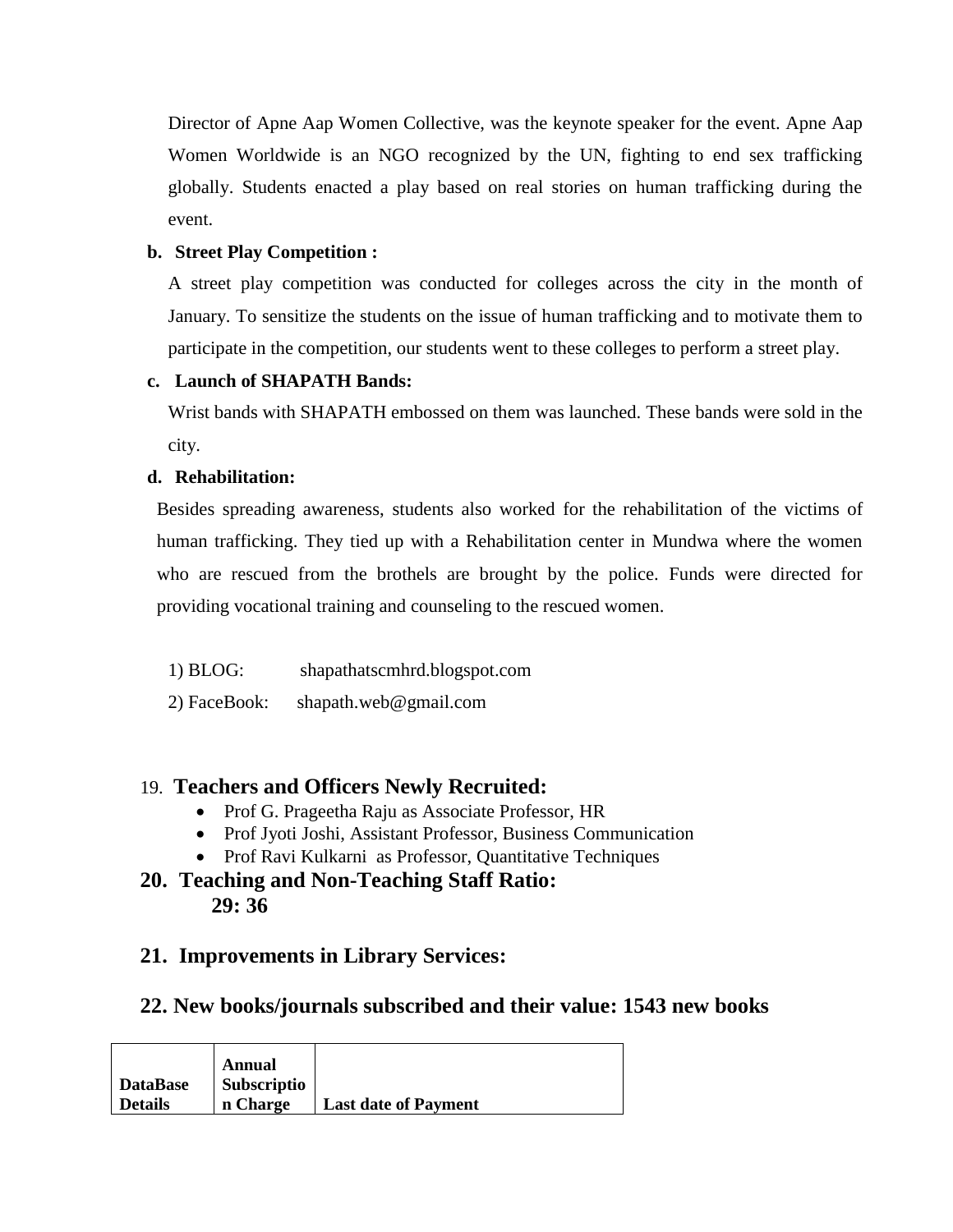Director of Apne Aap Women Collective, was the keynote speaker for the event. Apne Aap Women Worldwide is an NGO recognized by the UN, fighting to end sex trafficking globally. Students enacted a play based on real stories on human trafficking during the event.

**b. Street Play Competition :**

A street play competition was conducted for colleges across the city in the month of January. To sensitize the students on the issue of human trafficking and to motivate them to participate in the competition, our students went to these colleges to perform a street play.

**c. Launch of SHAPATH Bands:**

Wrist bands with SHAPATH embossed on them was launched. These bands were sold in the city.

**d. Rehabilitation:**

Besides spreading awareness, students also worked for the rehabilitation of the victims of human trafficking. They tied up with a Rehabilitation center in Mundwa where the women who are rescued from the brothels are brought by the police. Funds were directed for providing vocational training and counseling to the rescued women.

1) BLOG: shapathatscmhrd.blogspot.com

2) FaceBook: shapath.web@gmail.com

## 19. Teachers and Officers Newly Recruited:

- Prof G. Prageetha Raju as Associate Professor, HR
- Prof Jyoti Joshi, Assistant Professor, Business Communication
- Prof Ravi Kulkarni as Professor, Quantitative Techniques

## 20. Teaching and Non-Teaching Staff Ratio:

**29: 36**

## 21. Improvements in Library Services:

## 22. New books/journals subscribed and their value: 1543 new books

| DataBase Details | Annual Subscription Charge | Last date of Payment |
|---|---|---|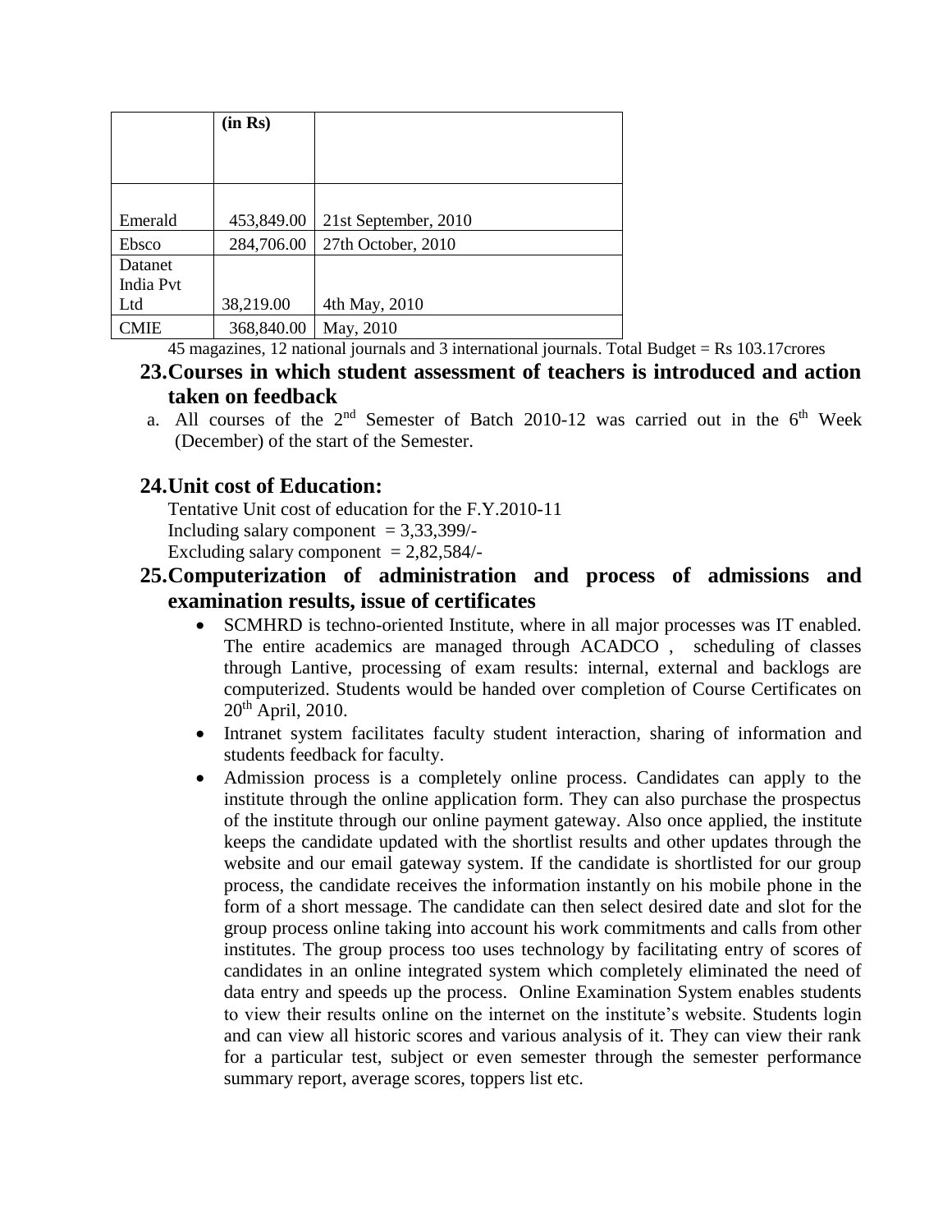| | (in Rs) | |
|---|---|---|
| Emerald | 453,849.00 | 21st September, 2010 |
| Ebsco | 284,706.00 | 27th October, 2010 |
| Datanet India Pvt Ltd | 38,219.00 | 4th May, 2010 |
| CMIE | 368,840.00 | May, 2010 |

45 magazines, 12 national journals and 3 international journals. Total Budget = Rs 103.17crores

## 23. Courses in which student assessment of teachers is introduced and action taken on feedback

a. All courses of the 2nd Semester of Batch 2010-12 was carried out in the 6th Week (December) of the start of the Semester.

## 24. Unit cost of Education:

Tentative Unit cost of education for the F.Y.2010-11
Including salary component = 3,33,399/-
Excluding salary component = 2,82,584/-

## 25. Computerization of administration and process of admissions and examination results, issue of certificates

- SCMHRD is techno-oriented Institute, where in all major processes was IT enabled. The entire academics are managed through ACADCO , scheduling of classes through Lantive, processing of exam results: internal, external and backlogs are computerized. Students would be handed over completion of Course Certificates on 20th April, 2010.
- Intranet system facilitates faculty student interaction, sharing of information and students feedback for faculty.
- Admission process is a completely online process. Candidates can apply to the institute through the online application form. They can also purchase the prospectus of the institute through our online payment gateway. Also once applied, the institute keeps the candidate updated with the shortlist results and other updates through the website and our email gateway system. If the candidate is shortlisted for our group process, the candidate receives the information instantly on his mobile phone in the form of a short message. The candidate can then select desired date and slot for the group process online taking into account his work commitments and calls from other institutes. The group process too uses technology by facilitating entry of scores of candidates in an online integrated system which completely eliminated the need of data entry and speeds up the process. Online Examination System enables students to view their results online on the internet on the institute's website. Students login and can view all historic scores and various analysis of it. They can view their rank for a particular test, subject or even semester through the semester performance summary report, average scores, toppers list etc.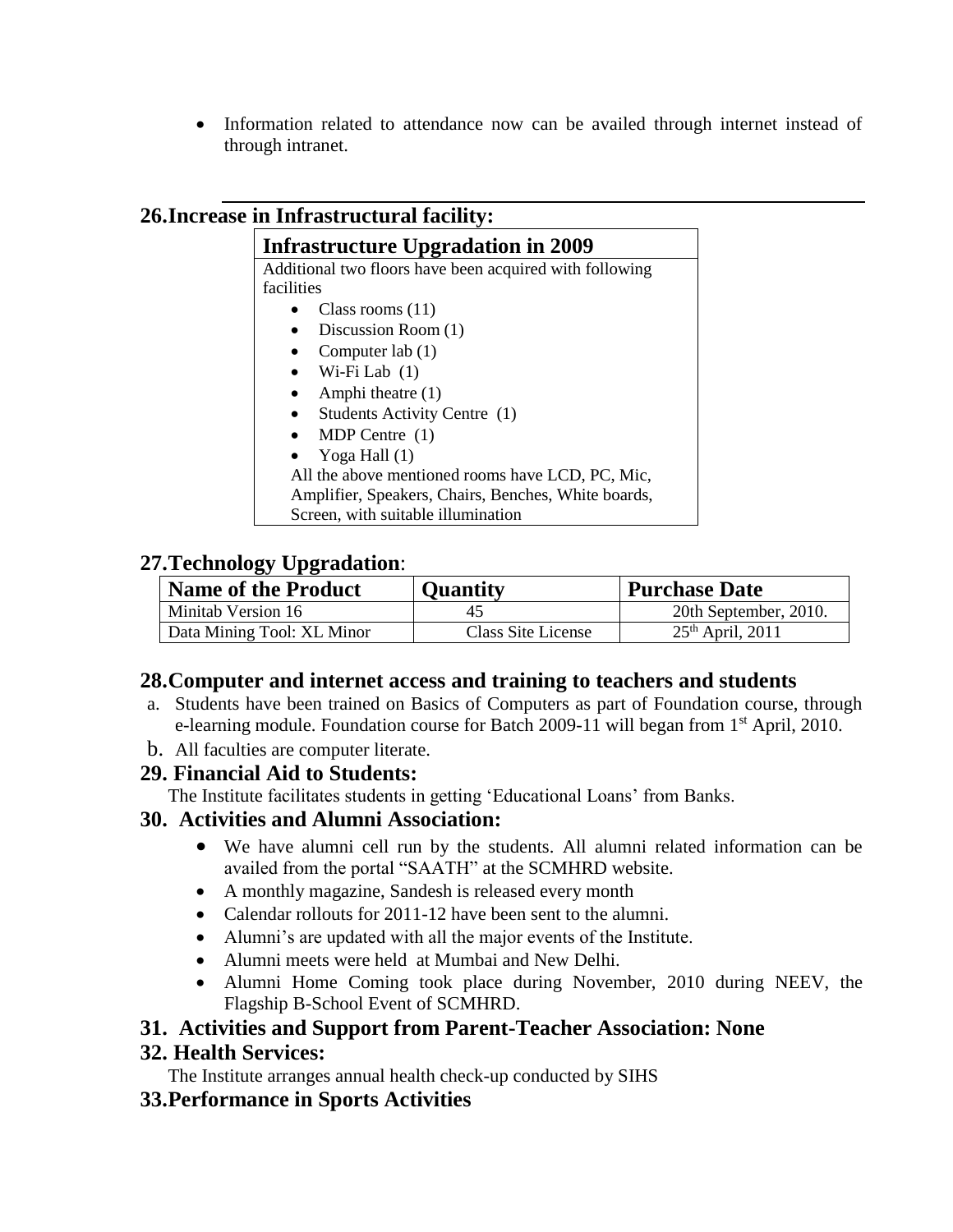- Information related to attendance now can be availed through internet instead of through intranet.

---

## 26. Increase in Infrastructural facility:

| Infrastructure Upgradation in 2009 |
| --- |
| Additional two floors have been acquired with following facilities<br>• Class rooms (11)<br>• Discussion Room (1)<br>• Computer lab (1)<br>• Wi-Fi Lab (1)<br>• Amphi theatre (1)<br>• Students Activity Centre (1)<br>• MDP Centre (1)<br>• Yoga Hall (1)<br>All the above mentioned rooms have LCD, PC, Mic, Amplifier, Speakers, Chairs, Benches, White boards, Screen, with suitable illumination |

## 27. Technology Upgradation:

| Name of the Product | Quantity | Purchase Date |
| --- | --- | --- |
| Minitab Version 16 | 45 | 20th September, 2010. |
| Data Mining Tool: XL Minor | Class Site License | 25th April, 2011 |

## 28. Computer and internet access and training to teachers and students

a. Students have been trained on Basics of Computers as part of Foundation course, through e-learning module. Foundation course for Batch 2009-11 will began from 1st April, 2010.

b. All faculties are computer literate.

## 29. Financial Aid to Students:

The Institute facilitates students in getting 'Educational Loans' from Banks.

## 30. Activities and Alumni Association:

- We have alumni cell run by the students. All alumni related information can be availed from the portal "SAATH" at the SCMHRD website.
- A monthly magazine, Sandesh is released every month
- Calendar rollouts for 2011-12 have been sent to the alumni.
- Alumni's are updated with all the major events of the Institute.
- Alumni meets were held at Mumbai and New Delhi.
- Alumni Home Coming took place during November, 2010 during NEEV, the Flagship B-School Event of SCMHRD.

## 31. Activities and Support from Parent-Teacher Association: None

## 32. Health Services:

The Institute arranges annual health check-up conducted by SIHS

## 33. Performance in Sports Activities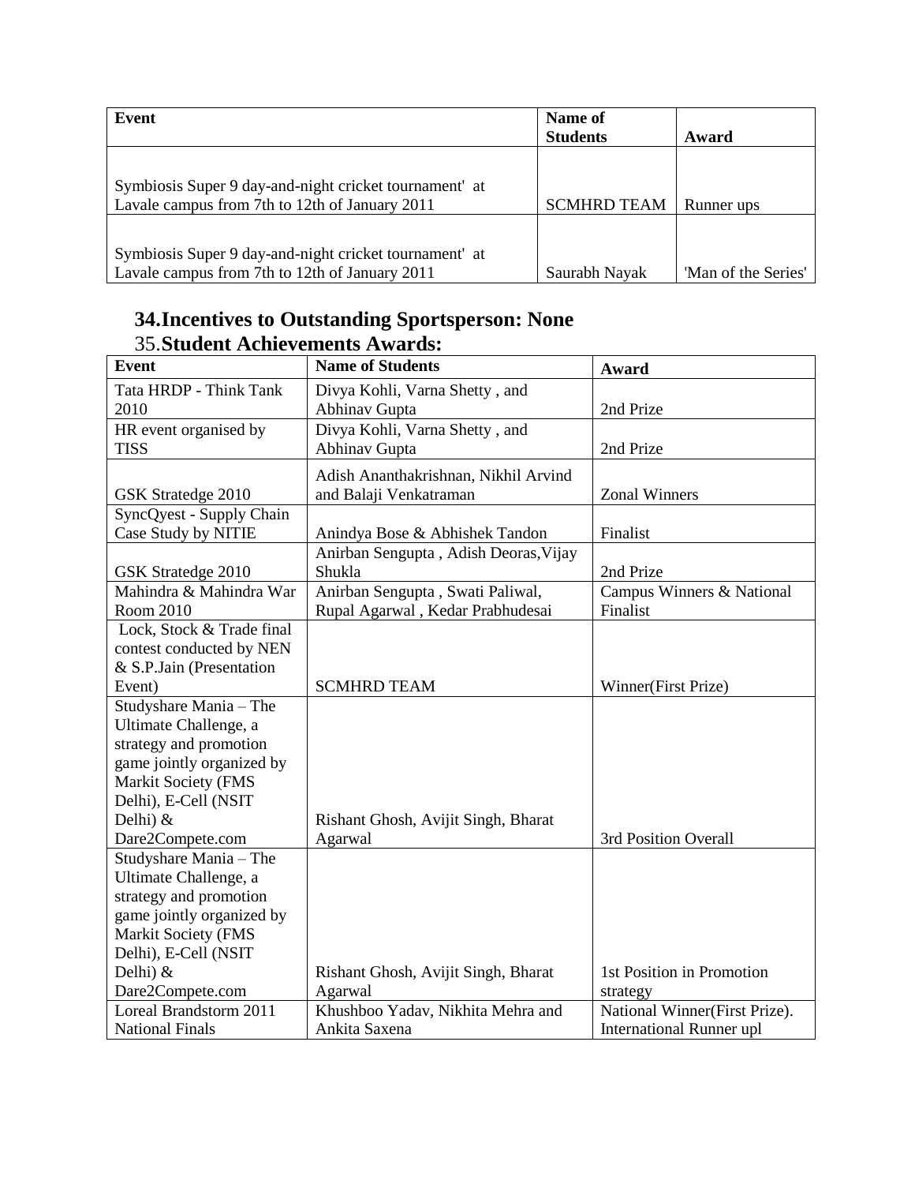| Event | Name of Students | Award |
|---|---|---|
| Symbiosis Super 9 day-and-night cricket tournament' at Lavale campus from 7th to 12th of January 2011 | SCMHRD TEAM | Runner ups |
| Symbiosis Super 9 day-and-night cricket tournament' at Lavale campus from 7th to 12th of January 2011 | Saurabh Nayak | 'Man of the Series' |

## 34. Incentives to Outstanding Sportsperson: None

## 35. Student Achievements Awards:

| Event | Name of Students | Award |
|---|---|---|
| Tata HRDP - Think Tank 2010 | Divya Kohli, Varna Shetty , and Abhinav Gupta | 2nd Prize |
| HR event organised by TISS | Divya Kohli, Varna Shetty , and Abhinav Gupta | 2nd Prize |
| GSK Stratedge 2010 | Adish Ananthakrishnan, Nikhil Arvind and Balaji Venkatraman | Zonal Winners |
| SyncQyest - Supply Chain Case Study by NITIE | Anindya Bose & Abhishek Tandon | Finalist |
| GSK Stratedge 2010 | Anirban Sengupta , Adish Deoras,Vijay Shukla | 2nd Prize |
| Mahindra & Mahindra War Room 2010 | Anirban Sengupta , Swati Paliwal, Rupal Agarwal , Kedar Prabhudesai | Campus Winners & National Finalist |
| Lock, Stock & Trade final contest conducted by NEN & S.P.Jain (Presentation Event) | SCMHRD TEAM | Winner(First Prize) |
| Studyshare Mania – The Ultimate Challenge, a strategy and promotion game jointly organized by Markit Society (FMS Delhi), E-Cell (NSIT Delhi) & Dare2Compete.com | Rishant Ghosh, Avijit Singh, Bharat Agarwal | 3rd Position Overall |
| Studyshare Mania – The Ultimate Challenge, a strategy and promotion game jointly organized by Markit Society (FMS Delhi), E-Cell (NSIT Delhi) & Dare2Compete.com | Rishant Ghosh, Avijit Singh, Bharat Agarwal | 1st Position in Promotion strategy |
| Loreal Brandstorm 2011 National Finals | Khushboo Yadav, Nikhita Mehra and Ankita Saxena | National Winner(First Prize). International Runner upl |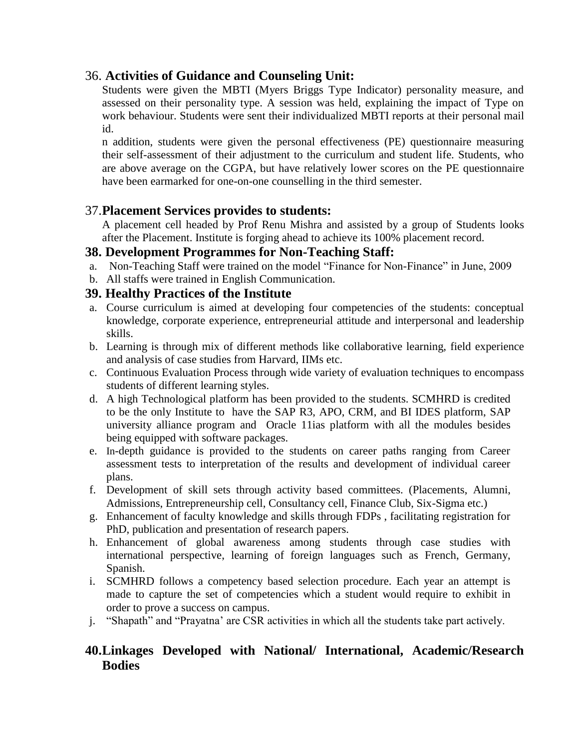## 36. **Activities of Guidance and Counseling Unit:**

Students were given the MBTI (Myers Briggs Type Indicator) personality measure, and assessed on their personality type. A session was held, explaining the impact of Type on work behaviour. Students were sent their individualized MBTI reports at their personal mail id.

n addition, students were given the personal effectiveness (PE) questionnaire measuring their self-assessment of their adjustment to the curriculum and student life. Students, who are above average on the CGPA, but have relatively lower scores on the PE questionnaire have been earmarked for one-on-one counselling in the third semester.

## 37.**Placement Services provides to students:**

A placement cell headed by Prof Renu Mishra and assisted by a group of Students looks after the Placement. Institute is forging ahead to achieve its 100% placement record.

## 38. Development Programmes for Non-Teaching Staff:

a. Non-Teaching Staff were trained on the model "Finance for Non-Finance" in June, 2009
b. All staffs were trained in English Communication.

## 39. Healthy Practices of the Institute

a. Course curriculum is aimed at developing four competencies of the students: conceptual knowledge, corporate experience, entrepreneurial attitude and interpersonal and leadership skills.
b. Learning is through mix of different methods like collaborative learning, field experience and analysis of case studies from Harvard, IIMs etc.
c. Continuous Evaluation Process through wide variety of evaluation techniques to encompass students of different learning styles.
d. A high Technological platform has been provided to the students. SCMHRD is credited to be the only Institute to have the SAP R3, APO, CRM, and BI IDES platform, SAP university alliance program and Oracle 11ias platform with all the modules besides being equipped with software packages.
e. In-depth guidance is provided to the students on career paths ranging from Career assessment tests to interpretation of the results and development of individual career plans.
f. Development of skill sets through activity based committees. (Placements, Alumni, Admissions, Entrepreneurship cell, Consultancy cell, Finance Club, Six-Sigma etc.)
g. Enhancement of faculty knowledge and skills through FDPs , facilitating registration for PhD, publication and presentation of research papers.
h. Enhancement of global awareness among students through case studies with international perspective, learning of foreign languages such as French, Germany, Spanish.
i. SCMHRD follows a competency based selection procedure. Each year an attempt is made to capture the set of competencies which a student would require to exhibit in order to prove a success on campus.
j. "Shapath" and "Prayatna' are CSR activities in which all the students take part actively.

## 40.Linkages Developed with National/ International, Academic/Research Bodies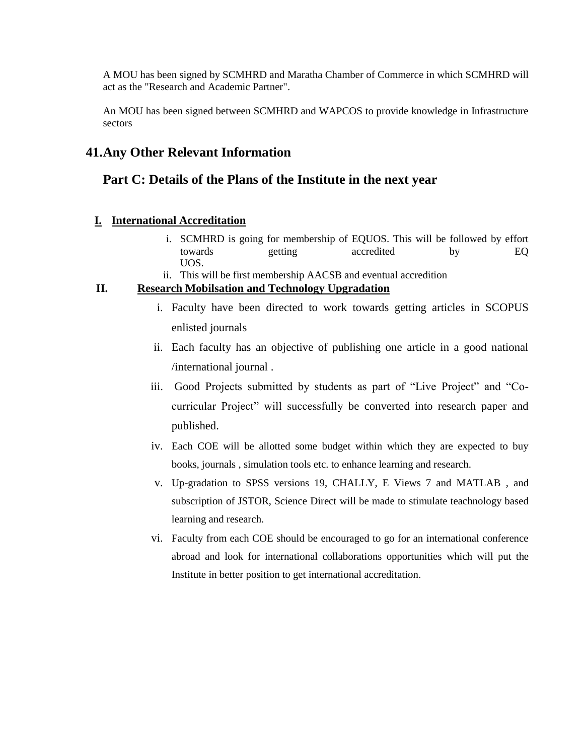A MOU has been signed by SCMHRD and Maratha Chamber of Commerce in which SCMHRD will act as the "Research and Academic Partner".

An MOU has been signed between SCMHRD and WAPCOS to provide knowledge in Infrastructure sectors

## 41. Any Other Relevant Information

## Part C: Details of the Plans of the Institute in the next year

### I. International Accreditation

i. SCMHRD is going for membership of EQUOS. This will be followed by effort towards getting accredited by EQ UOS.
ii. This will be first membership AACSB and eventual accredition

### II. Research Mobilsation and Technology Upgradation

i. Faculty have been directed to work towards getting articles in SCOPUS enlisted journals
ii. Each faculty has an objective of publishing one article in a good national /international journal .
iii. Good Projects submitted by students as part of "Live Project" and "Co-curricular Project" will successfully be converted into research paper and published.
iv. Each COE will be allotted some budget within which they are expected to buy books, journals , simulation tools etc. to enhance learning and research.
v. Up-gradation to SPSS versions 19, CHALLY, E Views 7 and MATLAB , and subscription of JSTOR, Science Direct will be made to stimulate teachnology based learning and research.
vi. Faculty from each COE should be encouraged to go for an international conference abroad and look for international collaborations opportunities which will put the Institute in better position to get international accreditation.